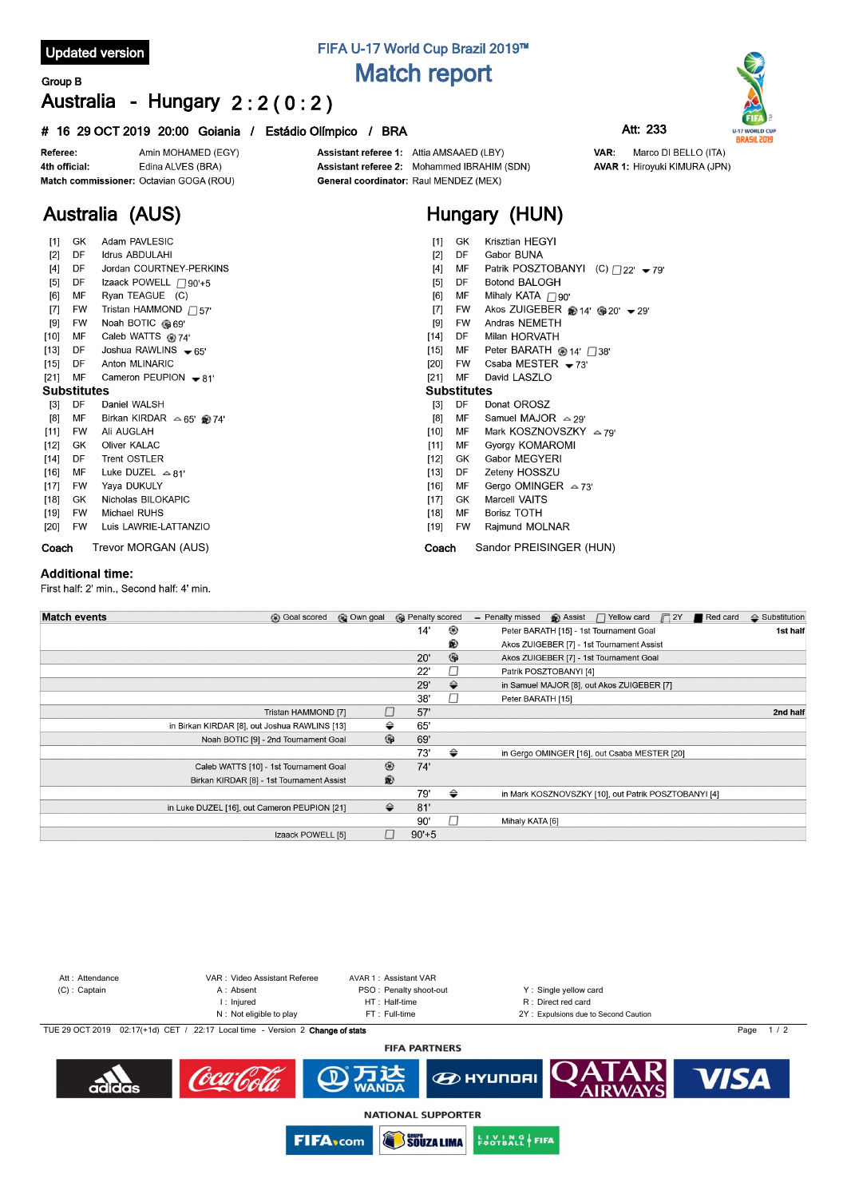Updated version

FIFA U-17 World Cup Brazil 2019™

# Match report

Group B

## Australia - Hungary 2 : 2 ( 0 : 2 )

**# 16 29 OCT 2019 20:00 Goiania / Estádio Olímpico / BRA**

Att: 233

| | | | | | |
|---|---|---|---|---|---|
| **Referee:** | Amin MOHAMED (EGY) | **Assistant referee 1:** | Attia AMSAAED (LBY) | **VAR:** | Marco DI BELLO (ITA) |
| **4th official:** | Edina ALVES (BRA) | **Assistant referee 2:** | Mohammed IBRAHIM (SDN) | **AVAR 1:** | Hiroyuki KIMURA (JPN) |
| **Match commissioner:** | Octavian GOGA (ROU) | **General coordinator:** | Raul MENDEZ (MEX) | | |

## Australia (AUS)

| No. | Pos | Player | Events |
|---|---|---|---|
| [1] | GK | Adam PAVLESIC | |
| [2] | DF | Idrus ABDULAHI | |
| [4] | DF | Jordan COURTNEY-PERKINS | |
| [5] | DF | Izaack POWELL | Yellow card 90'+5 |
| [6] | MF | Ryan TEAGUE (C) | |
| [7] | FW | Tristan HAMMOND | Yellow card 57' |
| [9] | FW | Noah BOTIC | Penalty scored 69' |
| [10] | MF | Caleb WATTS | Goal 74' |
| [13] | DF | Joshua RAWLINS | Sub out 65' |
| [15] | DF | Anton MLINARIC | |
| [21] | MF | Cameron PEUPION | Sub out 81' |

**Substitutes**

| No. | Pos | Player | Events |
|---|---|---|---|
| [3] | DF | Daniel WALSH | |
| [8] | MF | Birkan KIRDAR | Sub in 65', Assist 74' |
| [11] | FW | Ali AUGLAH | |
| [12] | GK | Oliver KALAC | |
| [14] | DF | Trent OSTLER | |
| [16] | MF | Luke DUZEL | Sub in 81' |
| [17] | FW | Yaya DUKULY | |
| [18] | GK | Nicholas BILOKAPIC | |
| [19] | FW | Michael RUHS | |
| [20] | FW | Luis LAWRIE-LATTANZIO | |

**Coach** Trevor MORGAN (AUS)

## Hungary (HUN)

| No. | Pos | Player | Events |
|---|---|---|---|
| [1] | GK | Krisztian HEGYI | |
| [2] | DF | Gabor BUNA | |
| [4] | MF | Patrik POSZTOBANYI (C) | Yellow card 22', Sub out 79' |
| [5] | DF | Botond BALOGH | |
| [6] | MF | Mihaly KATA | Yellow card 90' |
| [7] | FW | Akos ZUIGEBER | Assist 14', Penalty scored 20', Sub out 29' |
| [9] | FW | Andras NEMETH | |
| [14] | DF | Milan HORVATH | |
| [15] | MF | Peter BARATH | Goal 14', Yellow card 38' |
| [20] | FW | Csaba MESTER | Sub out 73' |
| [21] | MF | David LASZLO | |

**Substitutes**

| No. | Pos | Player | Events |
|---|---|---|---|
| [3] | DF | Donat OROSZ | |
| [8] | MF | Samuel MAJOR | Sub in 29' |
| [10] | MF | Mark KOSZNOVSZKY | Sub in 79' |
| [11] | MF | Gyorgy KOMAROMI | |
| [12] | GK | Gabor MEGYERI | |
| [13] | DF | Zeteny HOSSZU | |
| [16] | MF | Gergo OMINGER | Sub in 73' |
| [17] | GK | Marcell VAITS | |
| [18] | MF | Borisz TOTH | |
| [19] | FW | Rajmund MOLNAR | |

**Coach** Sandor PREISINGER (HUN)

### Additional time:

First half: 2' min., Second half: 4' min.

### Match events

| Australia | Event | Minute | Event | Hungary | Half |
|---|---|---|---|---|---|
| | | 14' | Goal scored | Peter BARATH [15] - 1st Tournament Goal | 1st half |
| | | | Assist | Akos ZUIGEBER [7] - 1st Tournament Assist | |
| | | 20' | Penalty scored | Akos ZUIGEBER [7] - 1st Tournament Goal | |
| | | 22' | Yellow card | Patrik POSZTOBANYI [4] | |
| | | 29' | Substitution | in Samuel MAJOR [8], out Akos ZUIGEBER [7] | |
| | | 38' | Yellow card | Peter BARATH [15] | |
| Tristan HAMMOND [7] | Yellow card | 57' | | | 2nd half |
| in Birkan KIRDAR [8], out Joshua RAWLINS [13] | Substitution | 65' | | | |
| Noah BOTIC [9] - 2nd Tournament Goal | Penalty scored | 69' | | | |
| | | 73' | Substitution | in Gergo OMINGER [16], out Csaba MESTER [20] | |
| Caleb WATTS [10] - 1st Tournament Goal | Goal scored | 74' | | | |
| Birkan KIRDAR [8] - 1st Tournament Assist | Assist | | | | |
| | | 79' | Substitution | in Mark KOSZNOVSZKY [10], out Patrik POSZTOBANYI [4] | |
| in Luke DUZEL [16], out Cameron PEUPION [21] | Substitution | 81' | | | |
| | | 90' | Yellow card | Mihaly KATA [6] | |
| Izaack POWELL [5] | Yellow card | 90'+5 | | | |

Att : Attendance
(C) : Captain
VAR : Video Assistant Referee
A : Absent
I : Injured
N : Not eligible to play
AVAR 1 : Assistant VAR
PSO : Penalty shoot-out
HT : Half-time
FT : Full-time
Y : Single yellow card
R : Direct red card
2Y : Expulsions due to Second Caution

TUE 29 OCT 2019 02:17(+1d) CET / 22:17 Local time - Version 2 **Change of stats**

**FIFA PARTNERS**

**NATIONAL SUPPORTER**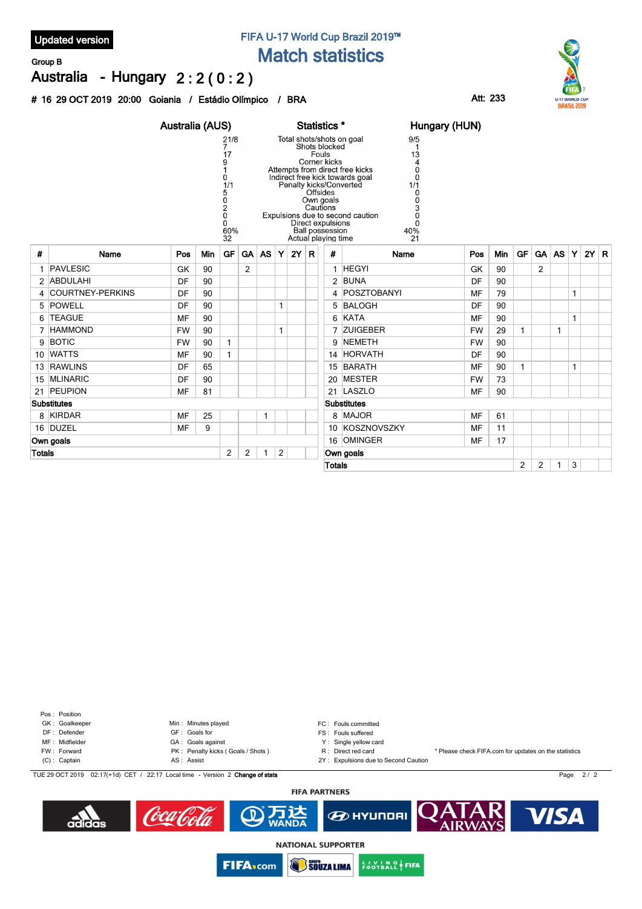Updated version

FIFA U-17 World Cup Brazil 2019™

# Match statistics

Group B

## Australia - Hungary 2 : 2 ( 0 : 2 )

# 16 29 OCT 2019 20:00 Goiania / Estádio Olímpico / BRA

Att: 233

| Australia (AUS) | Statistics * | Hungary (HUN) |
|---|---|---|
| 21/8 | Total shots/shots on goal | 9/5 |
| 7 | Shots blocked | 1 |
| 17 | Fouls | 13 |
| 9 | Corner kicks | 4 |
| 1 | Attempts from direct free kicks | 0 |
| 0 | Indirect free kick towards goal | 0 |
| 1/1 | Penalty kicks/Converted | 1/1 |
| 5 | Offsides | 0 |
| 0 | Own goals | 0 |
| 2 | Cautions | 3 |
| 0 | Expulsions due to second caution | 0 |
| 0 | Direct expulsions | 0 |
| 60% | Ball possession | 40% |
| 32 | Actual playing time | 21 |

| # | Name | Pos | Min | GF | GA | AS | Y | 2Y | R |
|---|---|---|---|---|---|---|---|---|---|
| 1 | PAVLESIC | GK | 90 | | 2 | | | | |
| 2 | ABDULAHI | DF | 90 | | | | | | |
| 4 | COURTNEY-PERKINS | DF | 90 | | | | | | |
| 5 | POWELL | DF | 90 | | | | 1 | | |
| 6 | TEAGUE | MF | 90 | | | | | | |
| 7 | HAMMOND | FW | 90 | | | | 1 | | |
| 9 | BOTIC | FW | 90 | 1 | | | | | |
| 10 | WATTS | MF | 90 | 1 | | | | | |
| 13 | RAWLINS | DF | 65 | | | | | | |
| 15 | MLINARIC | DF | 90 | | | | | | |
| 21 | PEUPION | MF | 81 | | | | | | |
| **Substitutes** | | | | | | | | | |
| 8 | KIRDAR | MF | 25 | | | 1 | | | |
| 16 | DUZEL | MF | 9 | | | | | | |
| **Own goals** | | | | | | | | | |
| **Totals** | | | | 2 | 2 | 1 | 2 | | |

| # | Name | Pos | Min | GF | GA | AS | Y | 2Y | R |
|---|---|---|---|---|---|---|---|---|---|
| 1 | HEGYI | GK | 90 | | 2 | | | | |
| 2 | BUNA | DF | 90 | | | | | | |
| 4 | POSZTOBANYI | MF | 79 | | | | 1 | | |
| 5 | BALOGH | DF | 90 | | | | | | |
| 6 | KATA | MF | 90 | | | | 1 | | |
| 7 | ZUIGEBER | FW | 29 | 1 | | 1 | | | |
| 9 | NEMETH | FW | 90 | | | | | | |
| 14 | HORVATH | DF | 90 | | | | | | |
| 15 | BARATH | MF | 90 | 1 | | | 1 | | |
| 20 | MESTER | FW | 73 | | | | | | |
| 21 | LASZLO | MF | 90 | | | | | | |
| **Substitutes** | | | | | | | | | |
| 8 | MAJOR | MF | 61 | | | | | | |
| 10 | KOSZNOVSZKY | MF | 11 | | | | | | |
| 16 | OMINGER | MF | 17 | | | | | | |
| **Own goals** | | | | | | | | | |
| **Totals** | | | | 2 | 2 | 1 | 3 | | |

Pos : Position
GK : Goalkeeper
DF : Defender
MF : Midfielder
FW : Forward
(C) : Captain

Min : Minutes played
GF : Goals for
GA : Goals against
PK : Penalty kicks ( Goals / Shots )
AS : Assist

FC : Fouls committed
FS : Fouls suffered
Y : Single yellow card
R : Direct red card
2Y : Expulsions due to Second Caution

\* Please check FIFA.com for updates on the statistics

TUE 29 OCT 2019 02:17(+1d) CET / 22:17 Local time - Version 2 **Change of stats**

FIFA PARTNERS

NATIONAL SUPPORTER